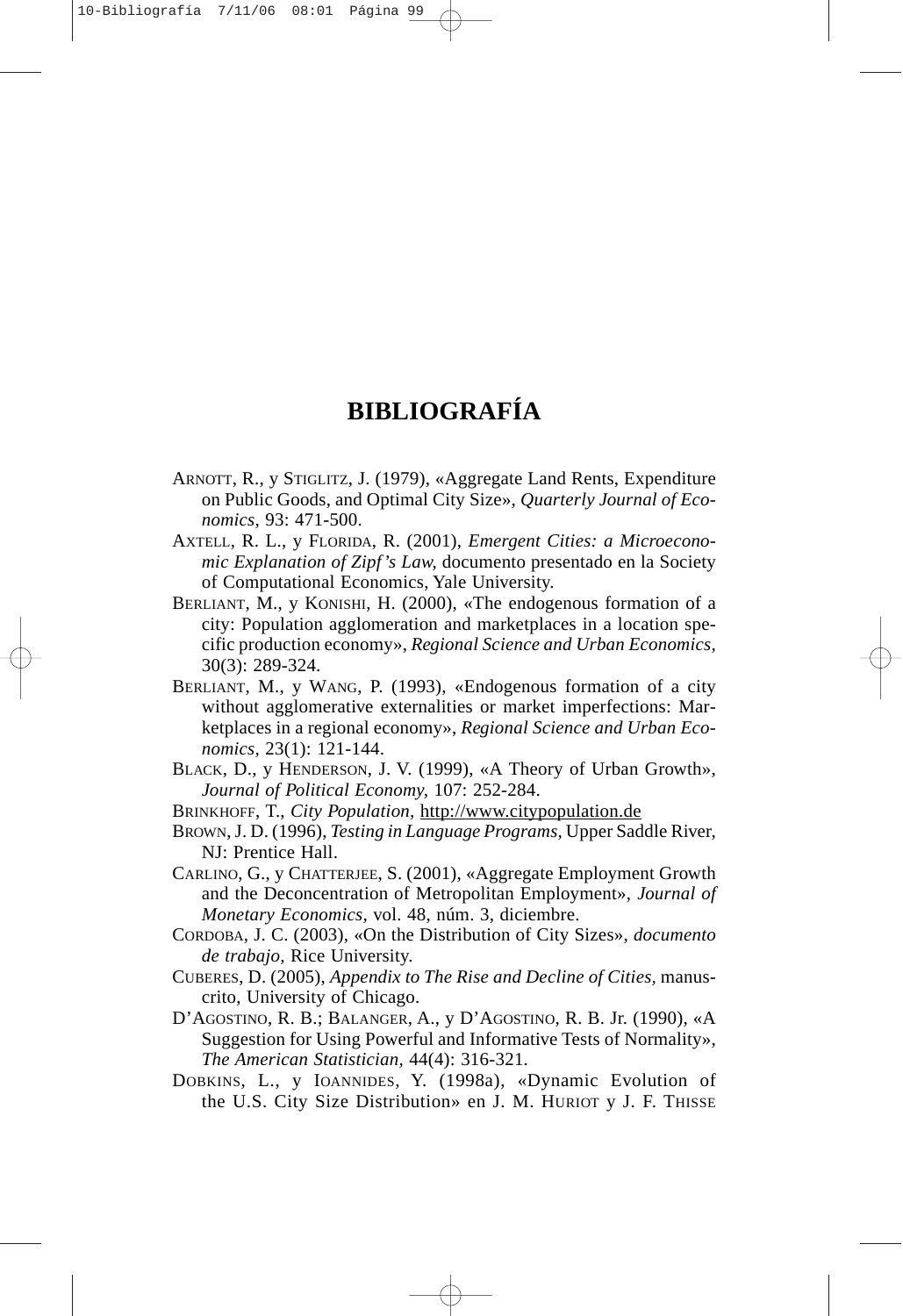# BIBLIOGRAFÍA

ARNOTT, R., y STIGLITZ, J. (1979), «Aggregate Land Rents, Expenditure on Public Goods, and Optimal City Size», *Quarterly Journal of Economics*, 93: 471-500.

AXTELL, R. L., y FLORIDA, R. (2001), *Emergent Cities: a Microeconomic Explanation of Zipf's Law,* documento presentado en la Society of Computational Economics, Yale University.

BERLIANT, M., y KONISHI, H. (2000), «The endogenous formation of a city: Population agglomeration and marketplaces in a location specific production economy», *Regional Science and Urban Economics*, 30(3): 289-324.

BERLIANT, M., y WANG, P. (1993), «Endogenous formation of a city without agglomerative externalities or market imperfections: Marketplaces in a regional economy», *Regional Science and Urban Economics*, 23(1): 121-144.

BLACK, D., y HENDERSON, J. V. (1999), «A Theory of Urban Growth», *Journal of Political Economy*, 107: 252-284.

BRINKHOFF, T., *City Population,* http://www.citypopulation.de

BROWN, J. D. (1996), *Testing in Language Programs,* Upper Saddle River, NJ: Prentice Hall.

CARLINO, G., y CHATTERJEE, S. (2001), «Aggregate Employment Growth and the Deconcentration of Metropolitan Employment», *Journal of Monetary Economics*, vol. 48, núm. 3, diciembre.

CORDOBA, J. C. (2003), «On the Distribution of City Sizes», *documento de trabajo,* Rice University.

CUBERES, D. (2005), *Appendix to The Rise and Decline of Cities,* manuscrito, University of Chicago.

D'AGOSTINO, R. B.; BALANGER, A., y D'AGOSTINO, R. B. Jr. (1990), «A Suggestion for Using Powerful and Informative Tests of Normality», *The American Statistician*, 44(4): 316-321.

DOBKINS, L., y IOANNIDES, Y. (1998a), «Dynamic Evolution of the U.S. City Size Distribution» en J. M. HURIOT y J. F. THISSE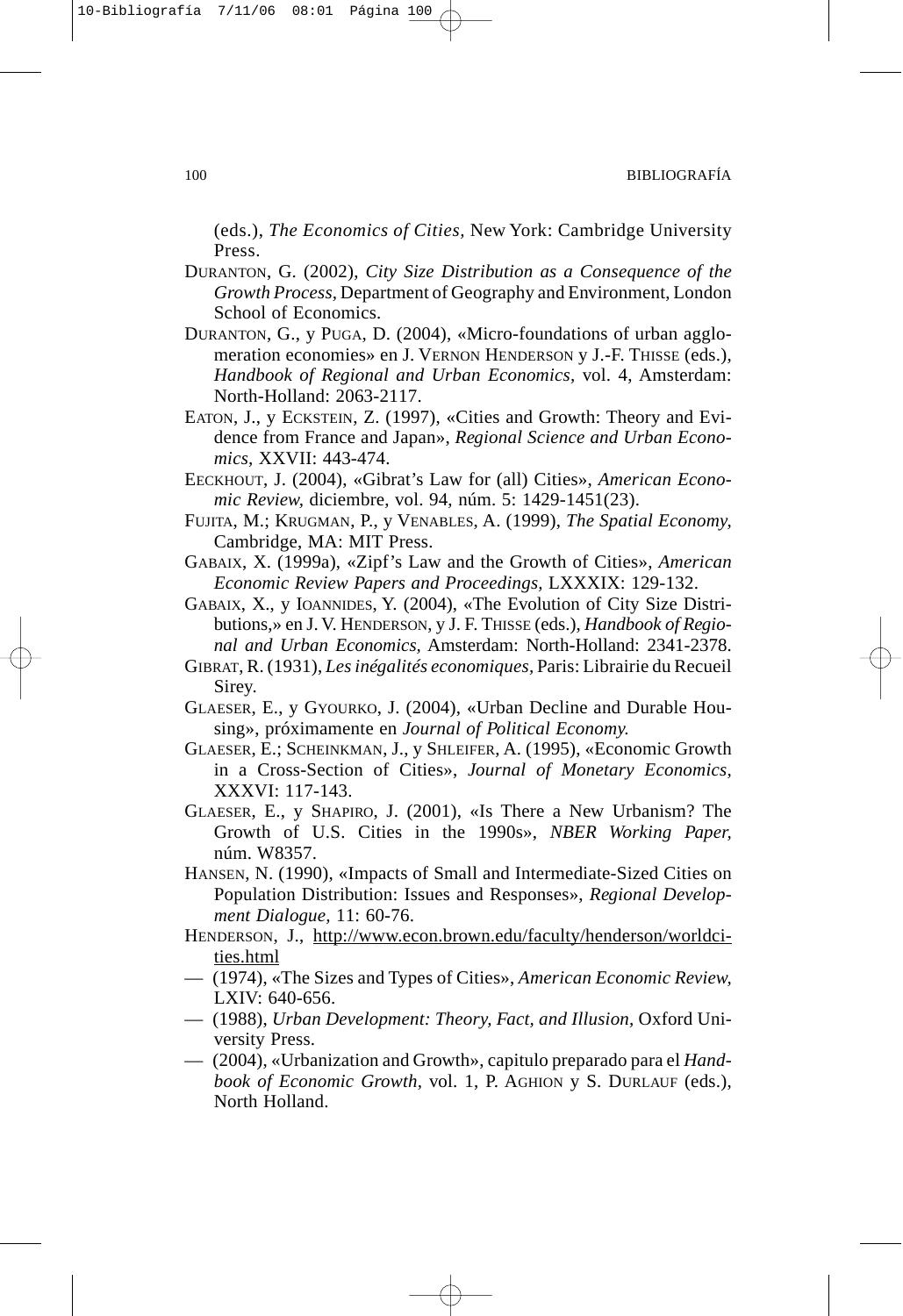(eds.), *The Economics of Cities,* New York: Cambridge University Press.

DURANTON, G. (2002), *City Size Distribution as a Consequence of the Growth Process,* Department of Geography and Environment, London School of Economics.

DURANTON, G., y PUGA, D. (2004), «Micro-foundations of urban agglomeration economies» en J. VERNON HENDERSON y J.-F. THISSE (eds.), *Handbook of Regional and Urban Economics,* vol. 4, Amsterdam: North-Holland: 2063-2117.

EATON, J., y ECKSTEIN, Z. (1997), «Cities and Growth: Theory and Evidence from France and Japan», *Regional Science and Urban Economics,* XXVII: 443-474.

EECKHOUT, J. (2004), «Gibrat's Law for (all) Cities», *American Economic Review,* diciembre, vol. 94, núm. 5: 1429-1451(23).

FUJITA, M.; KRUGMAN, P., y VENABLES, A. (1999), *The Spatial Economy,* Cambridge, MA: MIT Press.

GABAIX, X. (1999a), «Zipf's Law and the Growth of Cities», *American Economic Review Papers and Proceedings,* LXXXIX: 129-132.

GABAIX, X., y IOANNIDES, Y. (2004), «The Evolution of City Size Distributions,» en J. V. HENDERSON, y J. F. THISSE (eds.), *Handbook of Regional and Urban Economics,* Amsterdam: North-Holland: 2341-2378.

GIBRAT, R. (1931), *Les inégalités economiques,* Paris: Librairie du Recueil Sirey.

GLAESER, E., y GYOURKO, J. (2004), «Urban Decline and Durable Housing», próximamente en *Journal of Political Economy.*

GLAESER, E.; SCHEINKMAN, J., y SHLEIFER, A. (1995), «Economic Growth in a Cross-Section of Cities», *Journal of Monetary Economics,* XXXVI: 117-143.

GLAESER, E., y SHAPIRO, J. (2001), «Is There a New Urbanism? The Growth of U.S. Cities in the 1990s», *NBER Working Paper,* núm. W8357.

HANSEN, N. (1990), «Impacts of Small and Intermediate-Sized Cities on Population Distribution: Issues and Responses», *Regional Development Dialogue,* 11: 60-76.

HENDERSON, J., http://www.econ.brown.edu/faculty/henderson/worldcities.html

— (1974), «The Sizes and Types of Cities», *American Economic Review,* LXIV: 640-656.

— (1988), *Urban Development: Theory, Fact, and Illusion,* Oxford University Press.

— (2004), «Urbanization and Growth», capitulo preparado para el *Handbook of Economic Growth,* vol. 1, P. AGHION y S. DURLAUF (eds.), North Holland.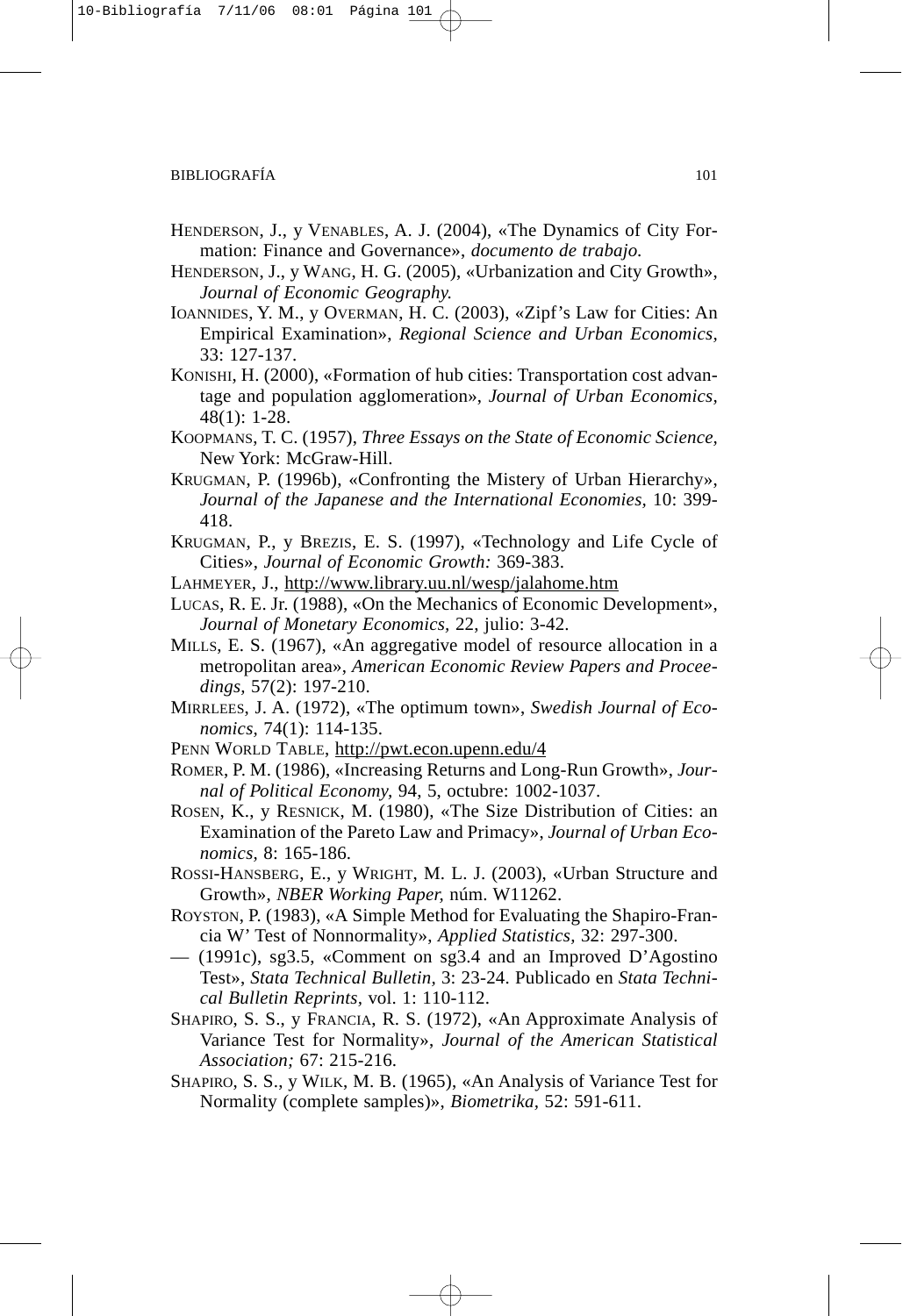HENDERSON, J., y VENABLES, A. J. (2004), «The Dynamics of City Formation: Finance and Governance», *documento de trabajo.*

HENDERSON, J., y WANG, H. G. (2005), «Urbanization and City Growth», *Journal of Economic Geography.*

IOANNIDES, Y. M., y OVERMAN, H. C. (2003), «Zipf's Law for Cities: An Empirical Examination», *Regional Science and Urban Economics,* 33: 127-137.

KONISHI, H. (2000), «Formation of hub cities: Transportation cost advantage and population agglomeration», *Journal of Urban Economics,* 48(1): 1-28.

KOOPMANS, T. C. (1957), *Three Essays on the State of Economic Science,* New York: McGraw-Hill.

KRUGMAN, P. (1996b), «Confronting the Mistery of Urban Hierarchy», *Journal of the Japanese and the International Economies,* 10: 399-418.

KRUGMAN, P., y BREZIS, E. S. (1997), «Technology and Life Cycle of Cities», *Journal of Economic Growth:* 369-383.

LAHMEYER, J., http://www.library.uu.nl/wesp/jalahome.htm

LUCAS, R. E. Jr. (1988), «On the Mechanics of Economic Development», *Journal of Monetary Economics,* 22, julio: 3-42.

MILLS, E. S. (1967), «An aggregative model of resource allocation in a metropolitan area», *American Economic Review Papers and Proceedings,* 57(2): 197-210.

MIRRLEES, J. A. (1972), «The optimum town», *Swedish Journal of Economics,* 74(1): 114-135.

PENN WORLD TABLE, http://pwt.econ.upenn.edu/4

ROMER, P. M. (1986), «Increasing Returns and Long-Run Growth», *Journal of Political Economy,* 94, 5, octubre: 1002-1037.

ROSEN, K., y RESNICK, M. (1980), «The Size Distribution of Cities: an Examination of the Pareto Law and Primacy», *Journal of Urban Economics,* 8: 165-186.

ROSSI-HANSBERG, E., y WRIGHT, M. L. J. (2003), «Urban Structure and Growth», *NBER Working Paper,* núm. W11262.

ROYSTON, P. (1983), «A Simple Method for Evaluating the Shapiro-Francia W' Test of Nonnormality», *Applied Statistics,* 32: 297-300.

— (1991c), sg3.5, «Comment on sg3.4 and an Improved D'Agostino Test», *Stata Technical Bulletin,* 3: 23-24. Publicado en *Stata Technical Bulletin Reprints,* vol. 1: 110-112.

SHAPIRO, S. S., y FRANCIA, R. S. (1972), «An Approximate Analysis of Variance Test for Normality», *Journal of the American Statistical Association;* 67: 215-216.

SHAPIRO, S. S., y WILK, M. B. (1965), «An Analysis of Variance Test for Normality (complete samples)», *Biometrika,* 52: 591-611.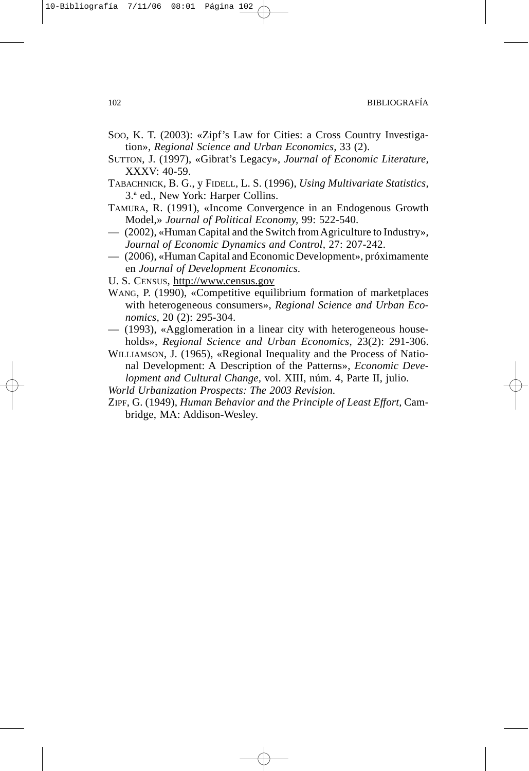SOO, K. T. (2003): «Zipf's Law for Cities: a Cross Country Investigation», *Regional Science and Urban Economics*, 33 (2).

SUTTON, J. (1997), «Gibrat's Legacy», *Journal of Economic Literature*, XXXV: 40-59.

TABACHNICK, B. G., y FIDELL, L. S. (1996), *Using Multivariate Statistics*, 3.ª ed., New York: Harper Collins.

TAMURA, R. (1991), «Income Convergence in an Endogenous Growth Model,» *Journal of Political Economy*, 99: 522-540.

— (2002), «Human Capital and the Switch from Agriculture to Industry», *Journal of Economic Dynamics and Control*, 27: 207-242.

— (2006), «Human Capital and Economic Development», próximamente en *Journal of Development Economics.*

U. S. CENSUS, http://www.census.gov

WANG, P. (1990), «Competitive equilibrium formation of marketplaces with heterogeneous consumers», *Regional Science and Urban Economics*, 20 (2): 295-304.

— (1993), «Agglomeration in a linear city with heterogeneous households», *Regional Science and Urban Economics*, 23(2): 291-306.

WILLIAMSON, J. (1965), «Regional Inequality and the Process of National Development: A Description of the Patterns», *Economic Development and Cultural Change*, vol. XIII, núm. 4, Parte II, julio.

*World Urbanization Prospects: The 2003 Revision.*

ZIPF, G. (1949), *Human Behavior and the Principle of Least Effort*, Cambridge, MA: Addison-Wesley.